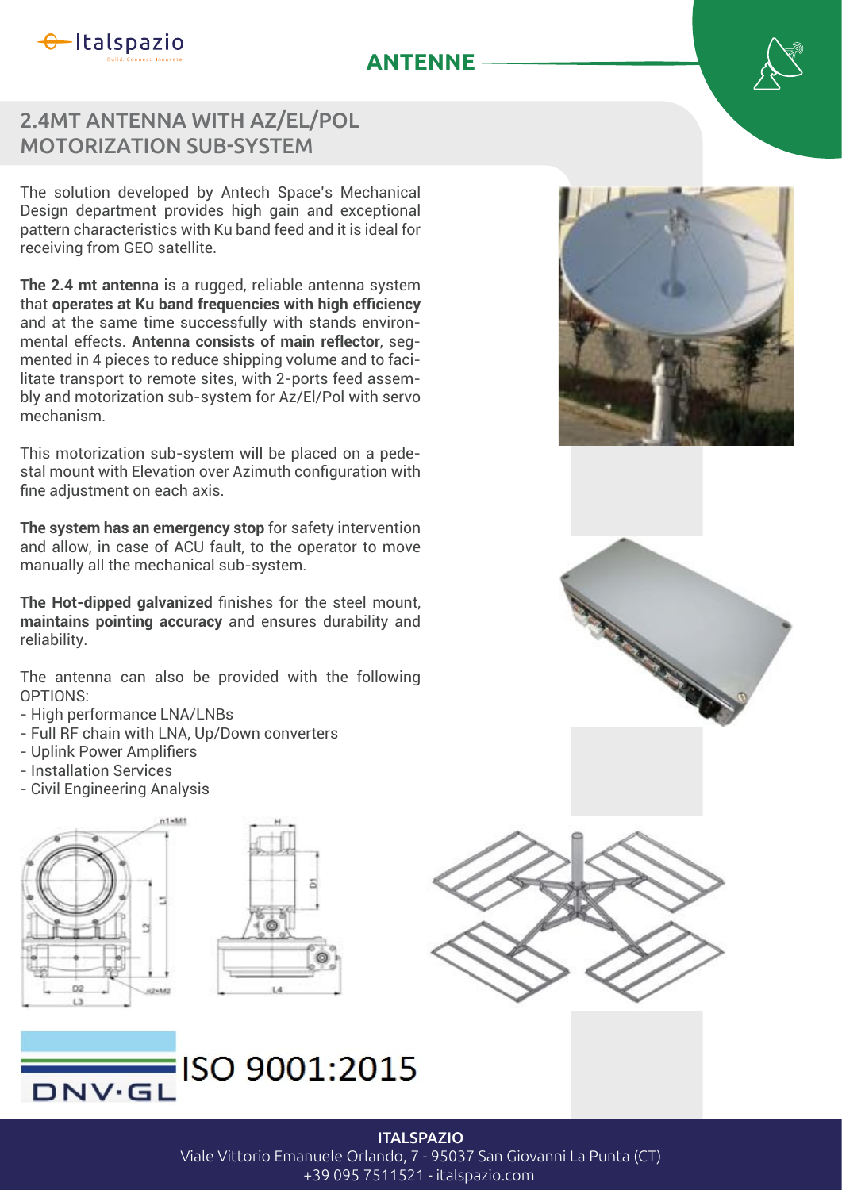# 2.4MT ANTENNA WITH AZ/EL/POL MOTORIZATION SUB-SYSTEM

The solution developed by Antech Space's Mechanical Design department provides high gain and exceptional pattern characteristics with Ku band feed and it is ideal for receiving from GEO satellite.

**The 2.4 mt antenna** is a rugged, reliable antenna system that **operates at Ku band frequencies with high efficiency** and at the same time successfully with stands environmental effects. **Antenna consists of main reflector**, segmented in 4 pieces to reduce shipping volume and to facilitate transport to remote sites, with 2-ports feed assembly and motorization sub-system for Az/El/Pol with servo mechanism.

This motorization sub-system will be placed on a pedestal mount with Elevation over Azimuth configuration with fine adjustment on each axis.

**The system has an emergency stop** for safety intervention and allow, in case of ACU fault, to the operator to move manually all the mechanical sub-system.

**The Hot-dipped galvanized** finishes for the steel mount, **maintains pointing accuracy** and ensures durability and reliability.

The antenna can also be provided with the following OPTIONS:

- High performance LNA/LNBs
- Full RF chain with LNA, Up/Down converters
- Uplink Power Amplifiers
- Installation Services
- Civil Engineering Analysis

ISO 9001:2015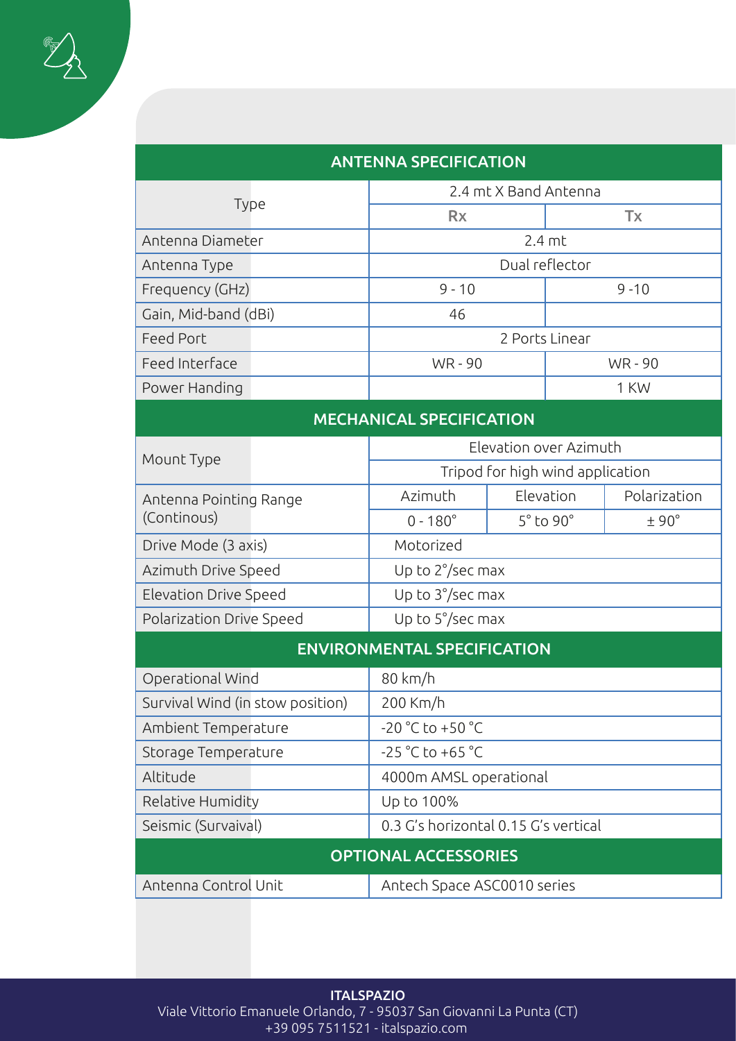## ANTENNA SPECIFICATION

| | | | |
|---|---|---|---|
| Type | 2.4 mt X Band Antenna | | |
| | Rx | Tx | |
| Antenna Diameter | 2.4 mt | | |
| Antenna Type | Dual reflector | | |
| Frequency (GHz) | 9 - 10 | 9 -10 | |
| Gain, Mid-band (dBi) | 46 | | |
| Feed Port | 2 Ports Linear | | |
| Feed Interface | WR - 90 | WR - 90 | |
| Power Handing | | 1 KW | |

## MECHANICAL SPECIFICATION

| | | | |
|---|---|---|---|
| Mount Type | Elevation over Azimuth | | |
| | Tripod for high wind application | | |
| Antenna Pointing Range (Continous) | Azimuth | Elevation | Polarization |
| | 0 - 180° | 5° to 90° | ± 90° |
| Drive Mode (3 axis) | Motorized | | |
| Azimuth Drive Speed | Up to 2°/sec max | | |
| Elevation Drive Speed | Up to 3°/sec max | | |
| Polarization Drive Speed | Up to 5°/sec max | | |

## ENVIRONMENTAL SPECIFICATION

| | |
|---|---|
| Operational Wind | 80 km/h |
| Survival Wind (in stow position) | 200 Km/h |
| Ambient Temperature | -20 °C to +50 °C |
| Storage Temperature | -25 °C to +65 °C |
| Altitude | 4000m AMSL operational |
| Relative Humidity | Up to 100% |
| Seismic (Survaival) | 0.3 G's horizontal 0.15 G's vertical |

## OPTIONAL ACCESSORIES

| | |
|---|---|
| Antenna Control Unit | Antech Space ASC0010 series |

**ITALSPAZIO**
Viale Vittorio Emanuele Orlando, 7 - 95037 San Giovanni La Punta (CT)
+39 095 7511521 - italspazio.com